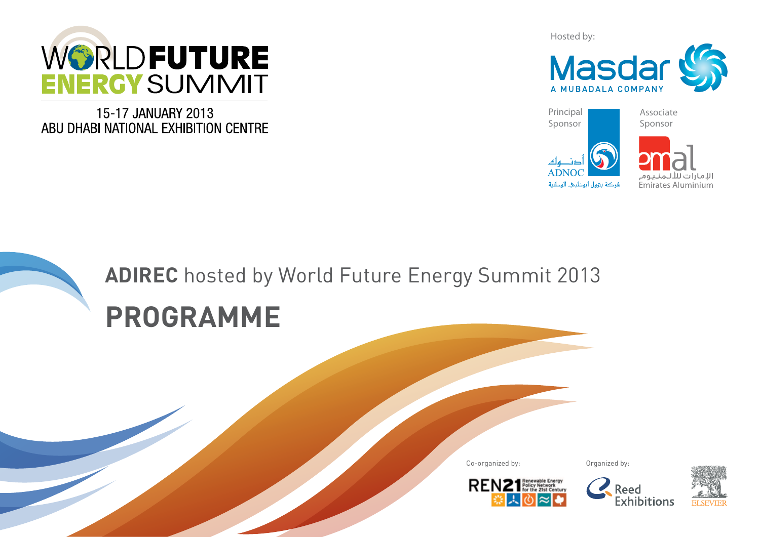# WORLD FUTURE ENERGY SUMMIT

15-17 JANUARY 2013
ABU DHABI NATIONAL EXHIBITION CENTRE

Hosted by:

Masdar
A MUBADALA COMPANY

Principal Sponsor

أدنوك
ADNOC
شركة بترول أبوظبي الوطنية

Associate Sponsor

emal
الإمارات للألمنيوم
Emirates Aluminium

## ADIREC hosted by World Future Energy Summit 2013

# PROGRAMME

Co-organized by:

REN21 Renewable Energy Policy Network for the 21st Century

Organized by:

Reed Exhibitions

ELSEVIER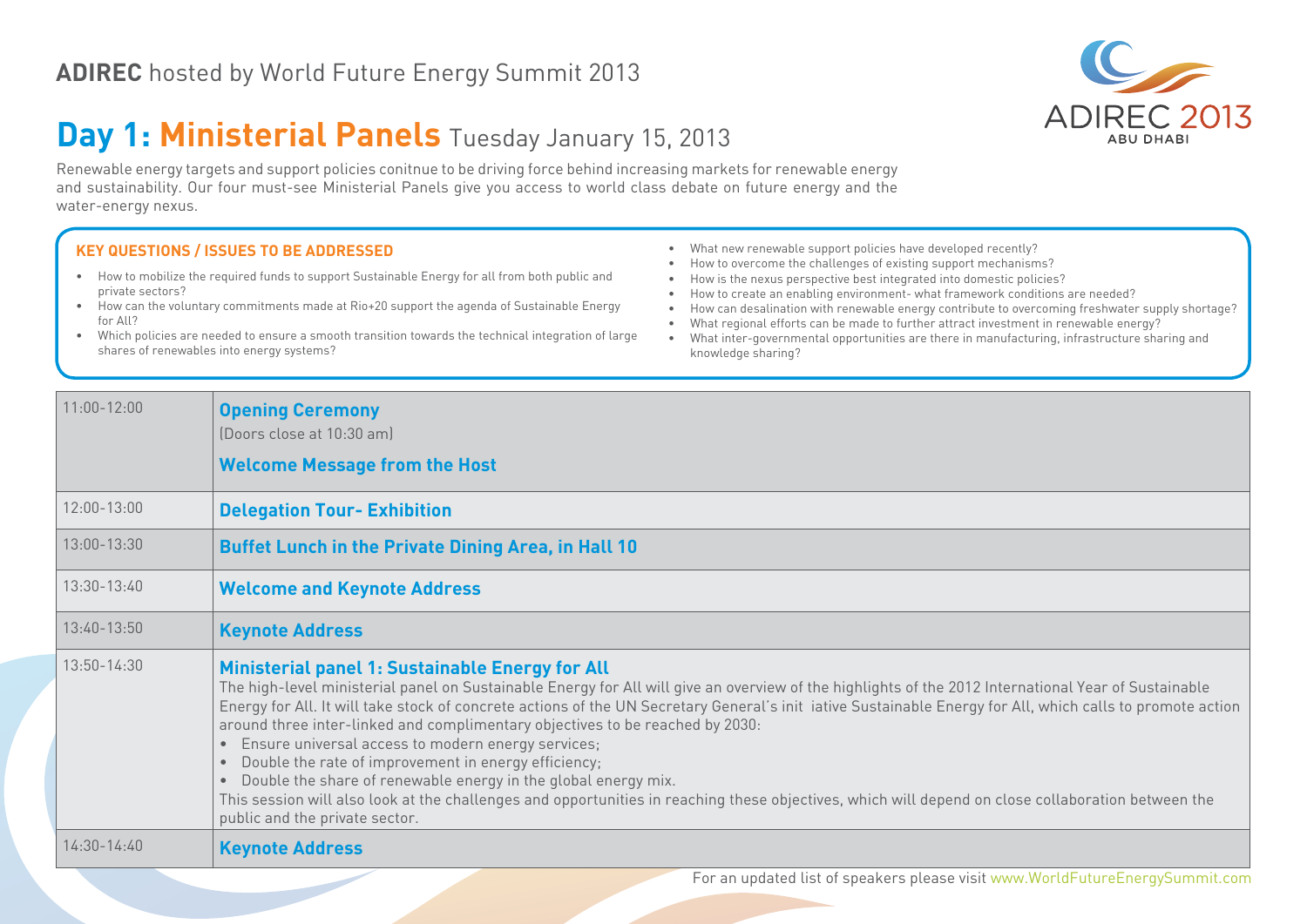ADIREC hosted by World Future Energy Summit 2013

# Day 1: Ministerial Panels Tuesday January 15, 2013

Renewable energy targets and support policies conitnue to be driving force behind increasing markets for renewable energy and sustainability. Our four must-see Ministerial Panels give you access to world class debate on future energy and the water-energy nexus.

### KEY QUESTIONS / ISSUES TO BE ADDRESSED

- How to mobilize the required funds to support Sustainable Energy for all from both public and private sectors?
- How can the voluntary commitments made at Rio+20 support the agenda of Sustainable Energy for All?
- Which policies are needed to ensure a smooth transition towards the technical integration of large shares of renewables into energy systems?
- What new renewable support policies have developed recently?
- How to overcome the challenges of existing support mechanisms?
- How is the nexus perspective best integrated into domestic policies?
- How to create an enabling environment- what framework conditions are needed?
- How can desalination with renewable energy contribute to overcoming freshwater supply shortage?
- What regional efforts can be made to further attract investment in renewable energy?
- What inter-governmental opportunities are there in manufacturing, infrastructure sharing and knowledge sharing?

| | |
|---|---|
| 11:00-12:00 | **Opening Ceremony**<br>(Doors close at 10:30 am)<br>**Welcome Message from the Host** |
| 12:00-13:00 | **Delegation Tour- Exhibition** |
| 13:00-13:30 | **Buffet Lunch in the Private Dining Area, in Hall 10** |
| 13:30-13:40 | **Welcome and Keynote Address** |
| 13:40-13:50 | **Keynote Address** |
| 13:50-14:30 | **Ministerial panel 1: Sustainable Energy for All**<br>The high-level ministerial panel on Sustainable Energy for All will give an overview of the highlights of the 2012 International Year of Sustainable Energy for All. It will take stock of concrete actions of the UN Secretary General's init iative Sustainable Energy for All, which calls to promote action around three inter-linked and complimentary objectives to be reached by 2030:<br>• Ensure universal access to modern energy services;<br>• Double the rate of improvement in energy efficiency;<br>• Double the share of renewable energy in the global energy mix.<br>This session will also look at the challenges and opportunities in reaching these objectives, which will depend on close collaboration between the public and the private sector. |
| 14:30-14:40 | **Keynote Address** |

For an updated list of speakers please visit www.WorldFutureEnergySummit.com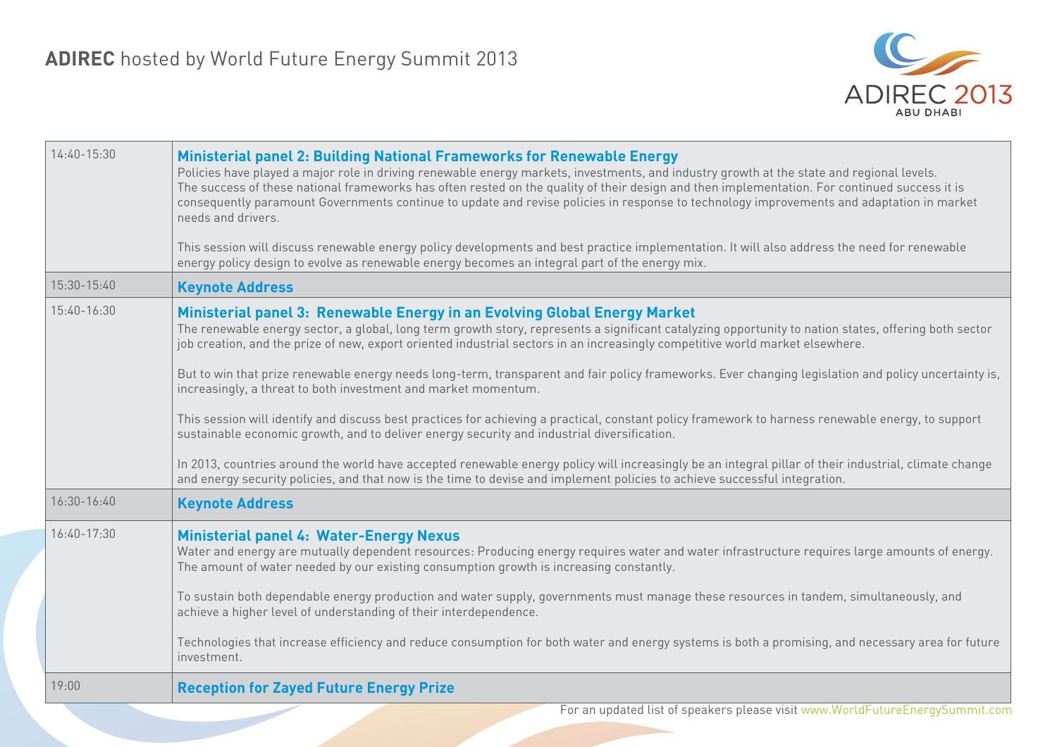| | |
|---|---|
| 14:40-15:30 | **Ministerial panel 2: Building National Frameworks for Renewable Energy**<br>Policies have played a major role in driving renewable energy markets, investments, and industry growth at the state and regional levels. The success of these national frameworks has often rested on the quality of their design and then implementation. For continued success it is consequently paramount Governments continue to update and revise policies in response to technology improvements and adaptation in market needs and drivers.<br><br>This session will discuss renewable energy policy developments and best practice implementation. It will also address the need for renewable energy policy design to evolve as renewable energy becomes an integral part of the energy mix. |
| 15:30-15:40 | **Keynote Address** |
| 15:40-16:30 | **Ministerial panel 3: Renewable Energy in an Evolving Global Energy Market**<br>The renewable energy sector, a global, long term growth story, represents a significant catalyzing opportunity to nation states, offering both sector job creation, and the prize of new, export oriented industrial sectors in an increasingly competitive world market elsewhere.<br><br>But to win that prize renewable energy needs long-term, transparent and fair policy frameworks. Ever changing legislation and policy uncertainty is, increasingly, a threat to both investment and market momentum.<br><br>This session will identify and discuss best practices for achieving a practical, constant policy framework to harness renewable energy, to support sustainable economic growth, and to deliver energy security and industrial diversification.<br><br>In 2013, countries around the world have accepted renewable energy policy will increasingly be an integral pillar of their industrial, climate change and energy security policies, and that now is the time to devise and implement policies to achieve successful integration. |
| 16:30-16:40 | **Keynote Address** |
| 16:40-17:30 | **Ministerial panel 4: Water-Energy Nexus**<br>Water and energy are mutually dependent resources: Producing energy requires water and water infrastructure requires large amounts of energy. The amount of water needed by our existing consumption growth is increasing constantly.<br><br>To sustain both dependable energy production and water supply, governments must manage these resources in tandem, simultaneously, and achieve a higher level of understanding of their interdependence.<br><br>Technologies that increase efficiency and reduce consumption for both water and energy systems is both a promising, and necessary area for future investment. |
| 19:00 | **Reception for Zayed Future Energy Prize** |

For an updated list of speakers please visit www.WorldFutureEnergySummit.com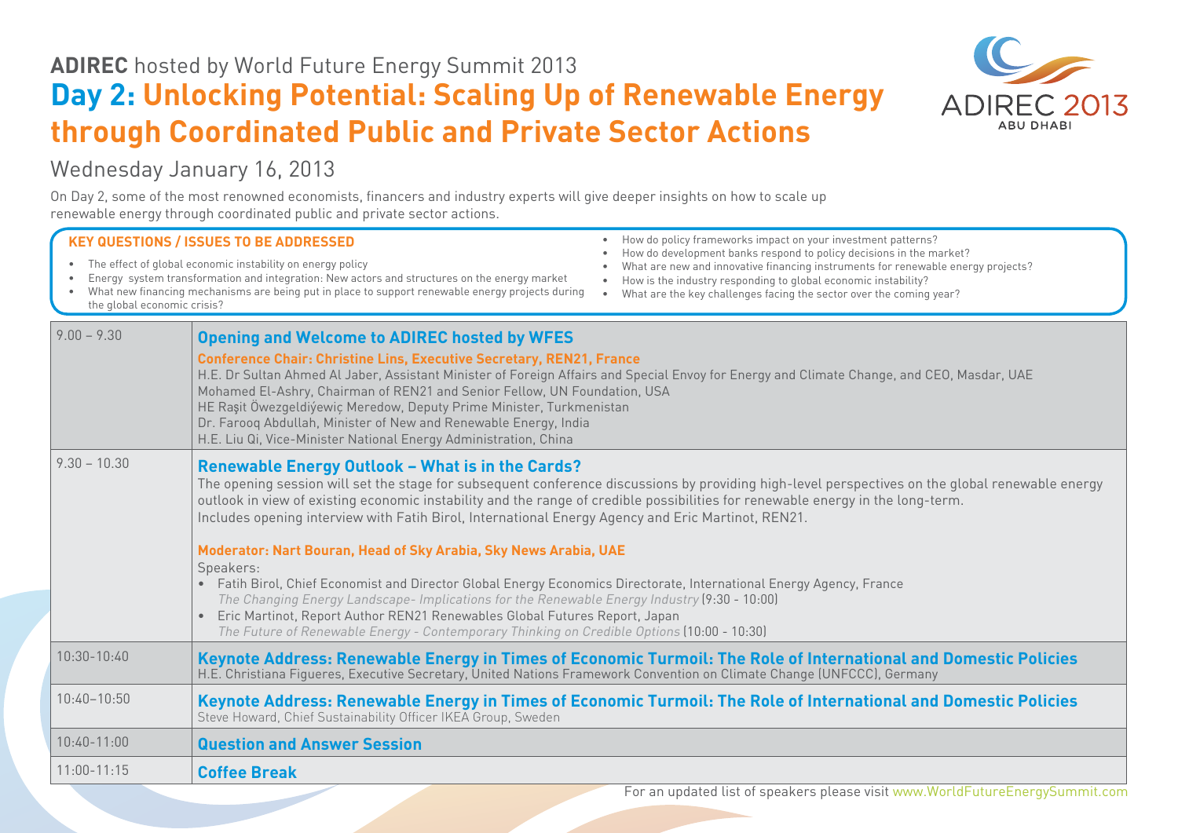**ADIREC** hosted by World Future Energy Summit 2013

# Day 2: Unlocking Potential: Scaling Up of Renewable Energy through Coordinated Public and Private Sector Actions

ADIREC 2013 ABU DHABI

## Wednesday January 16, 2013

On Day 2, some of the most renowned economists, financers and industry experts will give deeper insights on how to scale up renewable energy through coordinated public and private sector actions.

### KEY QUESTIONS / ISSUES TO BE ADDRESSED

- The effect of global economic instability on energy policy
- Energy system transformation and integration: New actors and structures on the energy market
- What new financing mechanisms are being put in place to support renewable energy projects during the global economic crisis?
- How do policy frameworks impact on your investment patterns?
- How do development banks respond to policy decisions in the market?
- What are new and innovative financing instruments for renewable energy projects?
- How is the industry responding to global economic instability?
- What are the key challenges facing the sector over the coming year?

| Time | Session |
|---|---|
| 9.00 – 9.30 | **Opening and Welcome to ADIREC hosted by WFES**<br>**Conference Chair: Christine Lins, Executive Secretary, REN21, France**<br>H.E. Dr Sultan Ahmed Al Jaber, Assistant Minister of Foreign Affairs and Special Envoy for Energy and Climate Change, and CEO, Masdar, UAE<br>Mohamed El-Ashry, Chairman of REN21 and Senior Fellow, UN Foundation, USA<br>HE Raşit Öwezgeldiýewiç Meredow, Deputy Prime Minister, Turkmenistan<br>Dr. Farooq Abdullah, Minister of New and Renewable Energy, India<br>H.E. Liu Qi, Vice-Minister National Energy Administration, China |
| 9.30 – 10.30 | **Renewable Energy Outlook – What is in the Cards?**<br>The opening session will set the stage for subsequent conference discussions by providing high-level perspectives on the global renewable energy outlook in view of existing economic instability and the range of credible possibilities for renewable energy in the long-term.<br>Includes opening interview with Fatih Birol, International Energy Agency and Eric Martinot, REN21.<br><br>**Moderator: Nart Bouran, Head of Sky Arabia, Sky News Arabia, UAE**<br>Speakers:<br>• Fatih Birol, Chief Economist and Director Global Energy Economics Directorate, International Energy Agency, France<br>*The Changing Energy Landscape- Implications for the Renewable Energy Industry* (9:30 - 10:00)<br>• Eric Martinot, Report Author REN21 Renewables Global Futures Report, Japan<br>*The Future of Renewable Energy - Contemporary Thinking on Credible Options* (10:00 - 10:30) |
| 10:30-10:40 | **Keynote Address: Renewable Energy in Times of Economic Turmoil: The Role of International and Domestic Policies**<br>H.E. Christiana Figueres, Executive Secretary, United Nations Framework Convention on Climate Change (UNFCCC), Germany |
| 10:40–10:50 | **Keynote Address: Renewable Energy in Times of Economic Turmoil: The Role of International and Domestic Policies**<br>Steve Howard, Chief Sustainability Officer IKEA Group, Sweden |
| 10:40-11:00 | **Question and Answer Session** |
| 11:00-11:15 | **Coffee Break** |

For an updated list of speakers please visit www.WorldFutureEnergySummit.com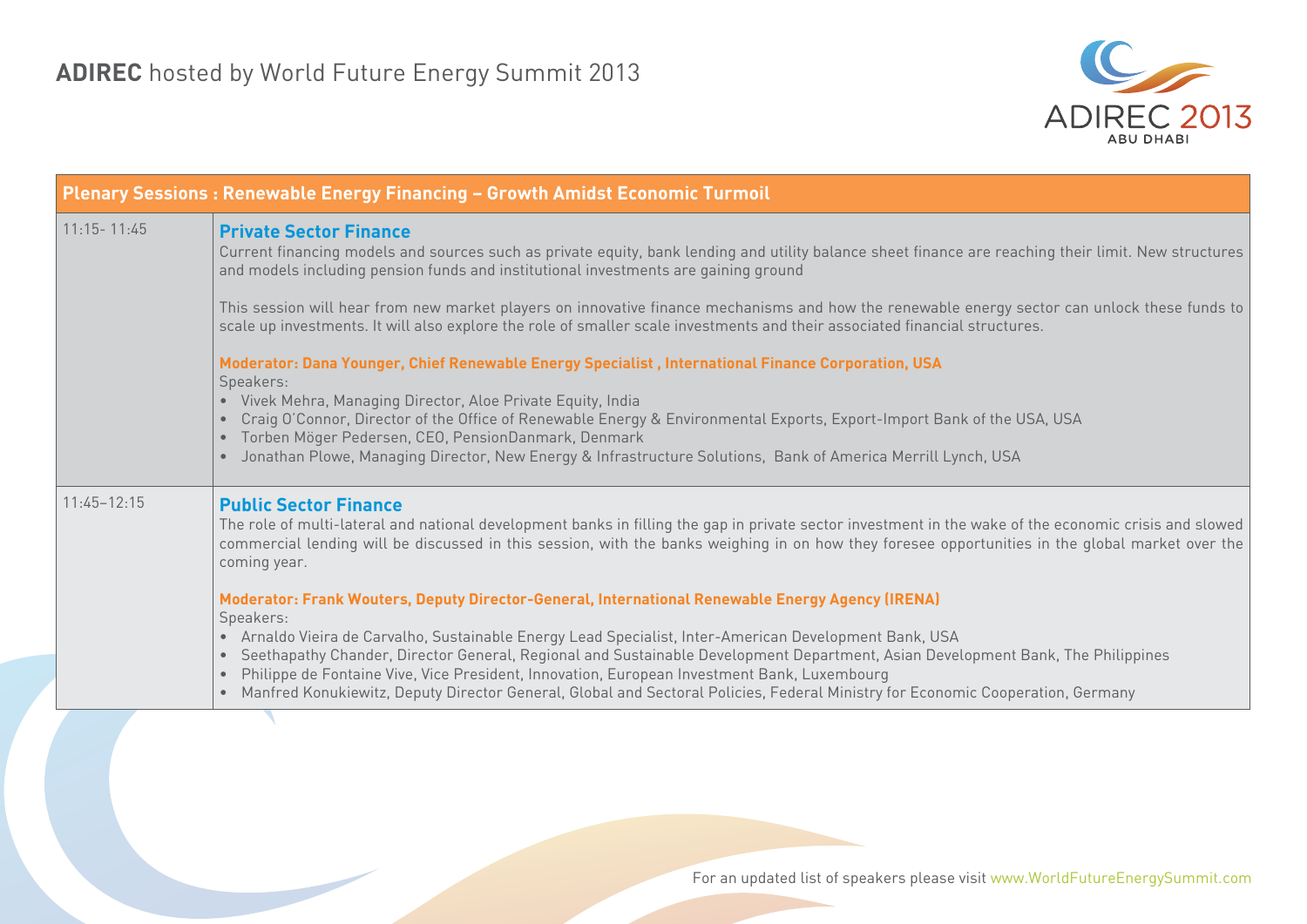# ADIREC hosted by World Future Energy Summit 2013

ADIREC 2013
ABU DHABI

| Plenary Sessions : Renewable Energy Financing – Growth Amidst Economic Turmoil | |
|---|---|
| 11:15- 11:45 | **Private Sector Finance**<br>Current financing models and sources such as private equity, bank lending and utility balance sheet finance are reaching their limit. New structures and models including pension funds and institutional investments are gaining ground<br><br>This session will hear from new market players on innovative finance mechanisms and how the renewable energy sector can unlock these funds to scale up investments. It will also explore the role of smaller scale investments and their associated financial structures.<br><br>**Moderator: Dana Younger, Chief Renewable Energy Specialist , International Finance Corporation, USA**<br>Speakers:<br>• Vivek Mehra, Managing Director, Aloe Private Equity, India<br>• Craig O'Connor, Director of the Office of Renewable Energy & Environmental Exports, Export-Import Bank of the USA, USA<br>• Torben Möger Pedersen, CEO, PensionDanmark, Denmark<br>• Jonathan Plowe, Managing Director, New Energy & Infrastructure Solutions, Bank of America Merrill Lynch, USA |
| 11:45–12:15 | **Public Sector Finance**<br>The role of multi-lateral and national development banks in filling the gap in private sector investment in the wake of the economic crisis and slowed commercial lending will be discussed in this session, with the banks weighing in on how they foresee opportunities in the global market over the coming year.<br><br>**Moderator: Frank Wouters, Deputy Director-General, International Renewable Energy Agency (IRENA)**<br>Speakers:<br>• Arnaldo Vieira de Carvalho, Sustainable Energy Lead Specialist, Inter-American Development Bank, USA<br>• Seethapathy Chander, Director General, Regional and Sustainable Development Department, Asian Development Bank, The Philippines<br>• Philippe de Fontaine Vive, Vice President, Innovation, European Investment Bank, Luxembourg<br>• Manfred Konukiewitz, Deputy Director General, Global and Sectoral Policies, Federal Ministry for Economic Cooperation, Germany |

For an updated list of speakers please visit www.WorldFutureEnergySummit.com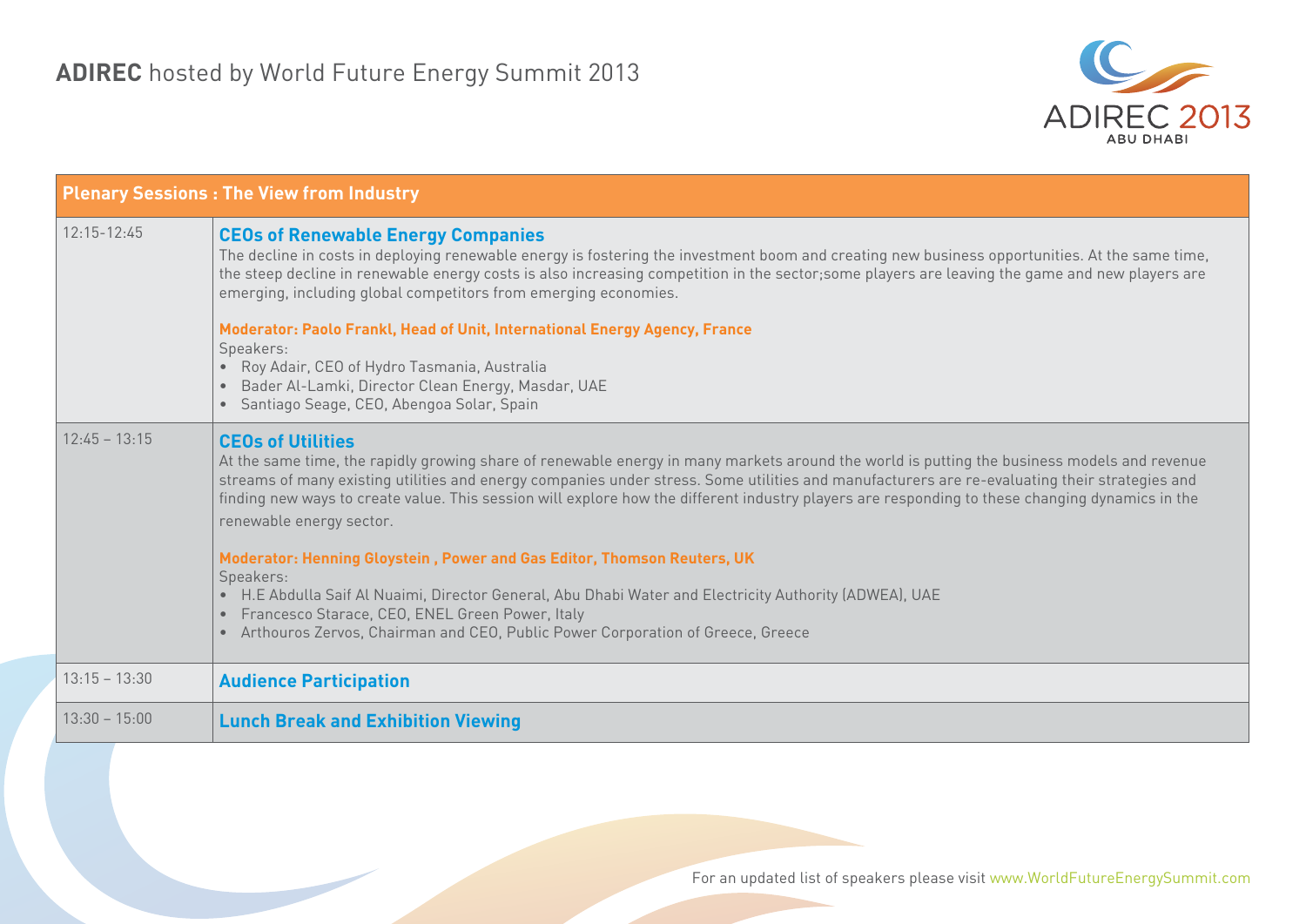| Plenary Sessions : The View from Industry | |
|---|---|
| 12:15-12:45 | **CEOs of Renewable Energy Companies**<br>The decline in costs in deploying renewable energy is fostering the investment boom and creating new business opportunities. At the same time, the steep decline in renewable energy costs is also increasing competition in the sector;some players are leaving the game and new players are emerging, including global competitors from emerging economies.<br><br>**Moderator: Paolo Frankl, Head of Unit, International Energy Agency, France**<br>Speakers:<br>• Roy Adair, CEO of Hydro Tasmania, Australia<br>• Bader Al-Lamki, Director Clean Energy, Masdar, UAE<br>• Santiago Seage, CEO, Abengoa Solar, Spain |
| 12:45 – 13:15 | **CEOs of Utilities**<br>At the same time, the rapidly growing share of renewable energy in many markets around the world is putting the business models and revenue streams of many existing utilities and energy companies under stress. Some utilities and manufacturers are re-evaluating their strategies and finding new ways to create value. This session will explore how the different industry players are responding to these changing dynamics in the renewable energy sector.<br><br>**Moderator: Henning Gloystein , Power and Gas Editor, Thomson Reuters, UK**<br>Speakers:<br>• H.E Abdulla Saif Al Nuaimi, Director General, Abu Dhabi Water and Electricity Authority (ADWEA), UAE<br>• Francesco Starace, CEO, ENEL Green Power, Italy<br>• Arthouros Zervos, Chairman and CEO, Public Power Corporation of Greece, Greece |
| 13:15 – 13:30 | **Audience Participation** |
| 13:30 – 15:00 | **Lunch Break and Exhibition Viewing** |

For an updated list of speakers please visit www.WorldFutureEnergySummit.com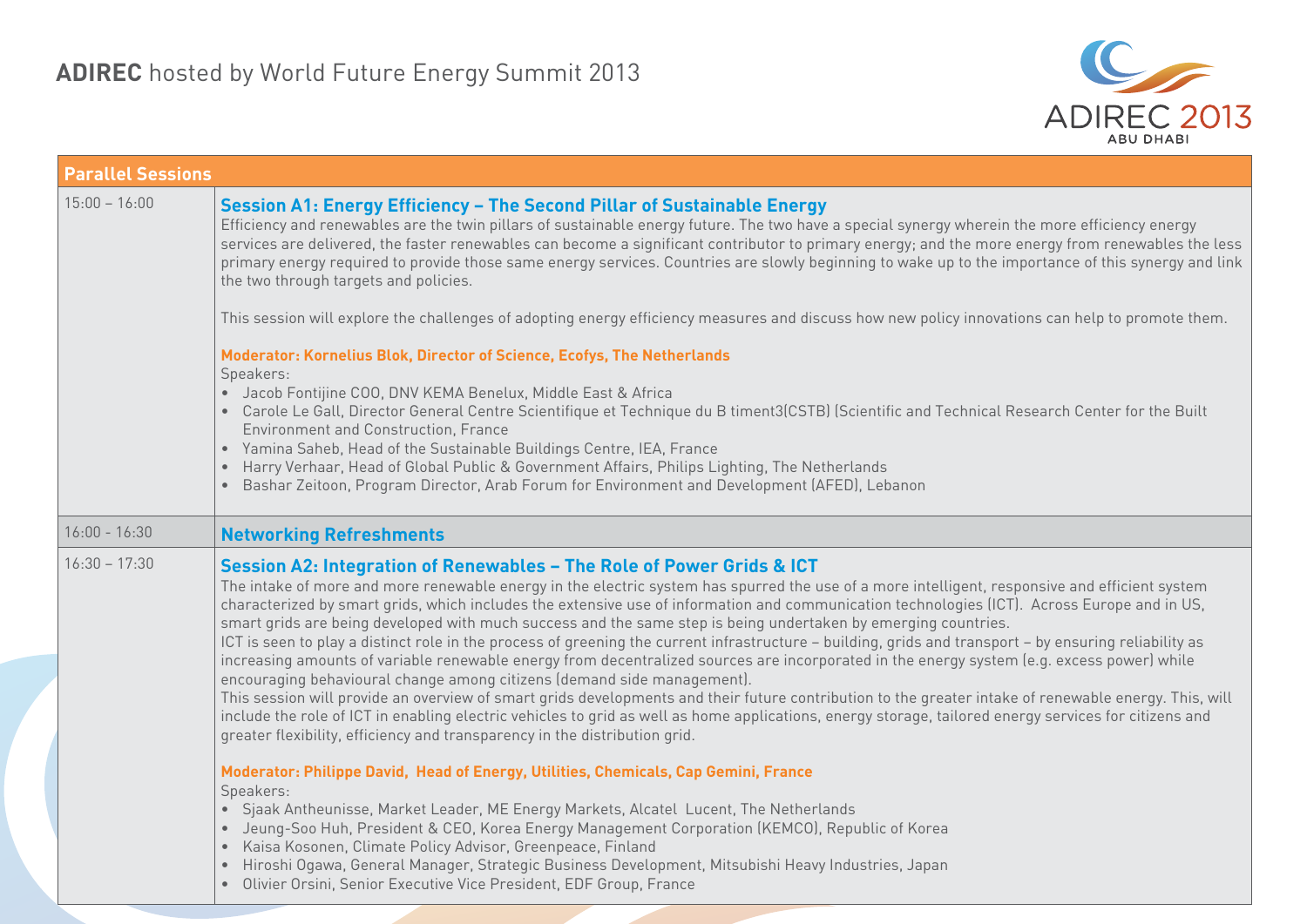# **ADIREC** hosted by World Future Energy Summit 2013

ADIREC 2013
ABU DHABI

| **Parallel Sessions** | |
|---|---|
| 15:00 – 16:00 | **Session A1: Energy Efficiency – The Second Pillar of Sustainable Energy**<br>Efficiency and renewables are the twin pillars of sustainable energy future. The two have a special synergy wherein the more efficiency energy services are delivered, the faster renewables can become a significant contributor to primary energy; and the more energy from renewables the less primary energy required to provide those same energy services. Countries are slowly beginning to wake up to the importance of this synergy and link the two through targets and policies.<br><br>This session will explore the challenges of adopting energy efficiency measures and discuss how new policy innovations can help to promote them.<br><br>**Moderator: Kornelius Blok, Director of Science, Ecofys, The Netherlands**<br>Speakers:<br>• Jacob Fontijine COO, DNV KEMA Benelux, Middle East & Africa<br>• Carole Le Gall, Director General Centre Scientifique et Technique du B timent3(CSTB) (Scientific and Technical Research Center for the Built Environment and Construction, France<br>• Yamina Saheb, Head of the Sustainable Buildings Centre, IEA, France<br>• Harry Verhaar, Head of Global Public & Government Affairs, Philips Lighting, The Netherlands<br>• Bashar Zeitoon, Program Director, Arab Forum for Environment and Development (AFED), Lebanon |
| 16:00 - 16:30 | **Networking Refreshments** |
| 16:30 – 17:30 | **Session A2: Integration of Renewables – The Role of Power Grids & ICT**<br>The intake of more and more renewable energy in the electric system has spurred the use of a more intelligent, responsive and efficient system characterized by smart grids, which includes the extensive use of information and communication technologies (ICT). Across Europe and in US, smart grids are being developed with much success and the same step is being undertaken by emerging countries.<br>ICT is seen to play a distinct role in the process of greening the current infrastructure – building, grids and transport – by ensuring reliability as increasing amounts of variable renewable energy from decentralized sources are incorporated in the energy system (e.g. excess power) while encouraging behavioural change among citizens (demand side management).<br>This session will provide an overview of smart grids developments and their future contribution to the greater intake of renewable energy. This, will include the role of ICT in enabling electric vehicles to grid as well as home applications, energy storage, tailored energy services for citizens and greater flexibility, efficiency and transparency in the distribution grid.<br><br>**Moderator: Philippe David, Head of Energy, Utilities, Chemicals, Cap Gemini, France**<br>Speakers:<br>• Sjaak Antheunisse, Market Leader, ME Energy Markets, Alcatel Lucent, The Netherlands<br>• Jeung-Soo Huh, President & CEO, Korea Energy Management Corporation (KEMCO), Republic of Korea<br>• Kaisa Kosonen, Climate Policy Advisor, Greenpeace, Finland<br>• Hiroshi Ogawa, General Manager, Strategic Business Development, Mitsubishi Heavy Industries, Japan<br>• Olivier Orsini, Senior Executive Vice President, EDF Group, France |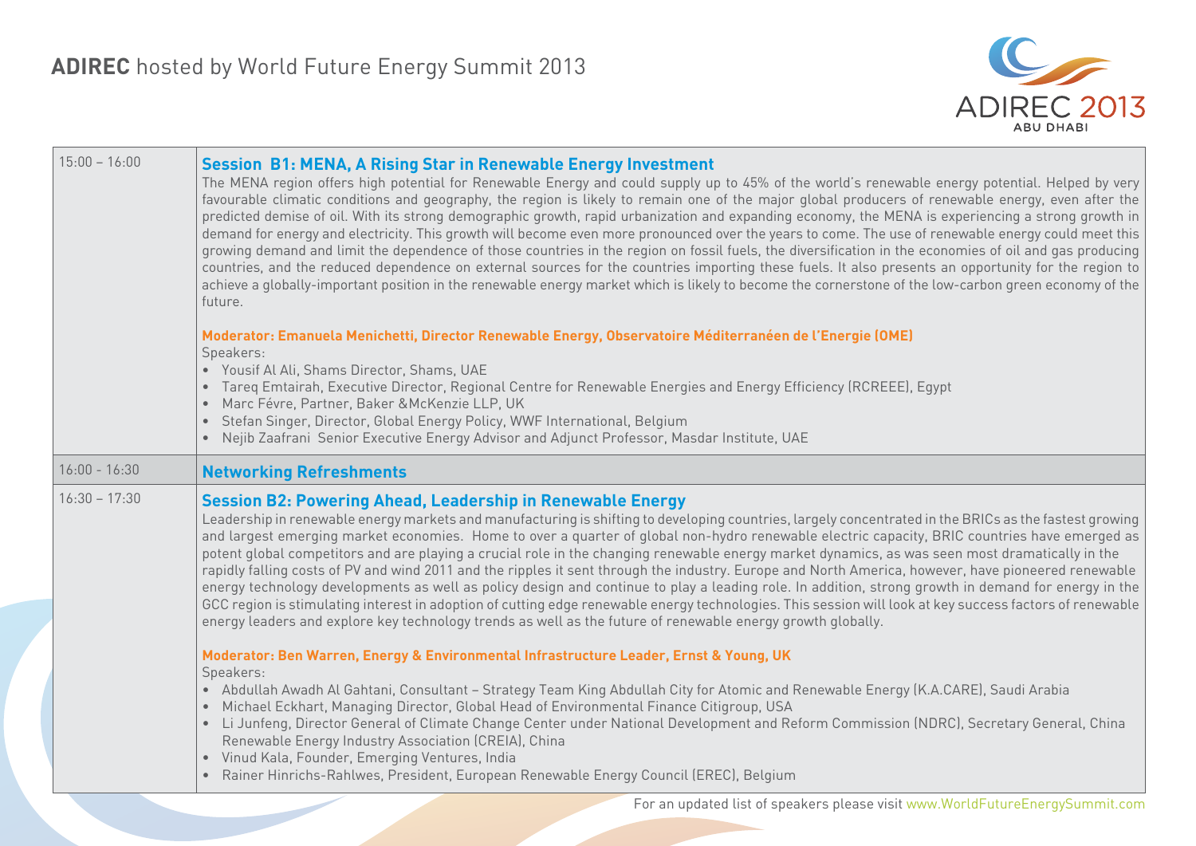# **ADIREC** hosted by World Future Energy Summit 2013

| | |
|---|---|
| 15:00 – 16:00 | **Session B1: MENA, A Rising Star in Renewable Energy Investment**<br>The MENA region offers high potential for Renewable Energy and could supply up to 45% of the world's renewable energy potential. Helped by very favourable climatic conditions and geography, the region is likely to remain one of the major global producers of renewable energy, even after the predicted demise of oil. With its strong demographic growth, rapid urbanization and expanding economy, the MENA is experiencing a strong growth in demand for energy and electricity. This growth will become even more pronounced over the years to come. The use of renewable energy could meet this growing demand and limit the dependence of those countries in the region on fossil fuels, the diversification in the economies of oil and gas producing countries, and the reduced dependence on external sources for the countries importing these fuels. It also presents an opportunity for the region to achieve a globally-important position in the renewable energy market which is likely to become the cornerstone of the low-carbon green economy of the future.<br><br>**Moderator: Emanuela Menichetti, Director Renewable Energy, Observatoire Méditerranéen de l'Energie (OME)**<br>Speakers:<br>• Yousif Al Ali, Shams Director, Shams, UAE<br>• Tareq Emtairah, Executive Director, Regional Centre for Renewable Energies and Energy Efficiency (RCREEE), Egypt<br>• Marc Févre, Partner, Baker &McKenzie LLP, UK<br>• Stefan Singer, Director, Global Energy Policy, WWF International, Belgium<br>• Nejib Zaafrani Senior Executive Energy Advisor and Adjunct Professor, Masdar Institute, UAE |
| 16:00 - 16:30 | **Networking Refreshments** |
| 16:30 – 17:30 | **Session B2: Powering Ahead, Leadership in Renewable Energy**<br>Leadership in renewable energy markets and manufacturing is shifting to developing countries, largely concentrated in the BRICs as the fastest growing and largest emerging market economies. Home to over a quarter of global non-hydro renewable electric capacity, BRIC countries have emerged as potent global competitors and are playing a crucial role in the changing renewable energy market dynamics, as was seen most dramatically in the rapidly falling costs of PV and wind 2011 and the ripples it sent through the industry. Europe and North America, however, have pioneered renewable energy technology developments as well as policy design and continue to play a leading role. In addition, strong growth in demand for energy in the GCC region is stimulating interest in adoption of cutting edge renewable energy technologies. This session will look at key success factors of renewable energy leaders and explore key technology trends as well as the future of renewable energy growth globally.<br><br>**Moderator: Ben Warren, Energy & Environmental Infrastructure Leader, Ernst & Young, UK**<br>Speakers:<br>• Abdullah Awadh Al Gahtani, Consultant – Strategy Team King Abdullah City for Atomic and Renewable Energy (K.A.CARE), Saudi Arabia<br>• Michael Eckhart, Managing Director, Global Head of Environmental Finance Citigroup, USA<br>• Li Junfeng, Director General of Climate Change Center under National Development and Reform Commission (NDRC), Secretary General, China Renewable Energy Industry Association (CREIA), China<br>• Vinud Kala, Founder, Emerging Ventures, India<br>• Rainer Hinrichs-Rahlwes, President, European Renewable Energy Council (EREC), Belgium |

For an updated list of speakers please visit www.WorldFutureEnergySummit.com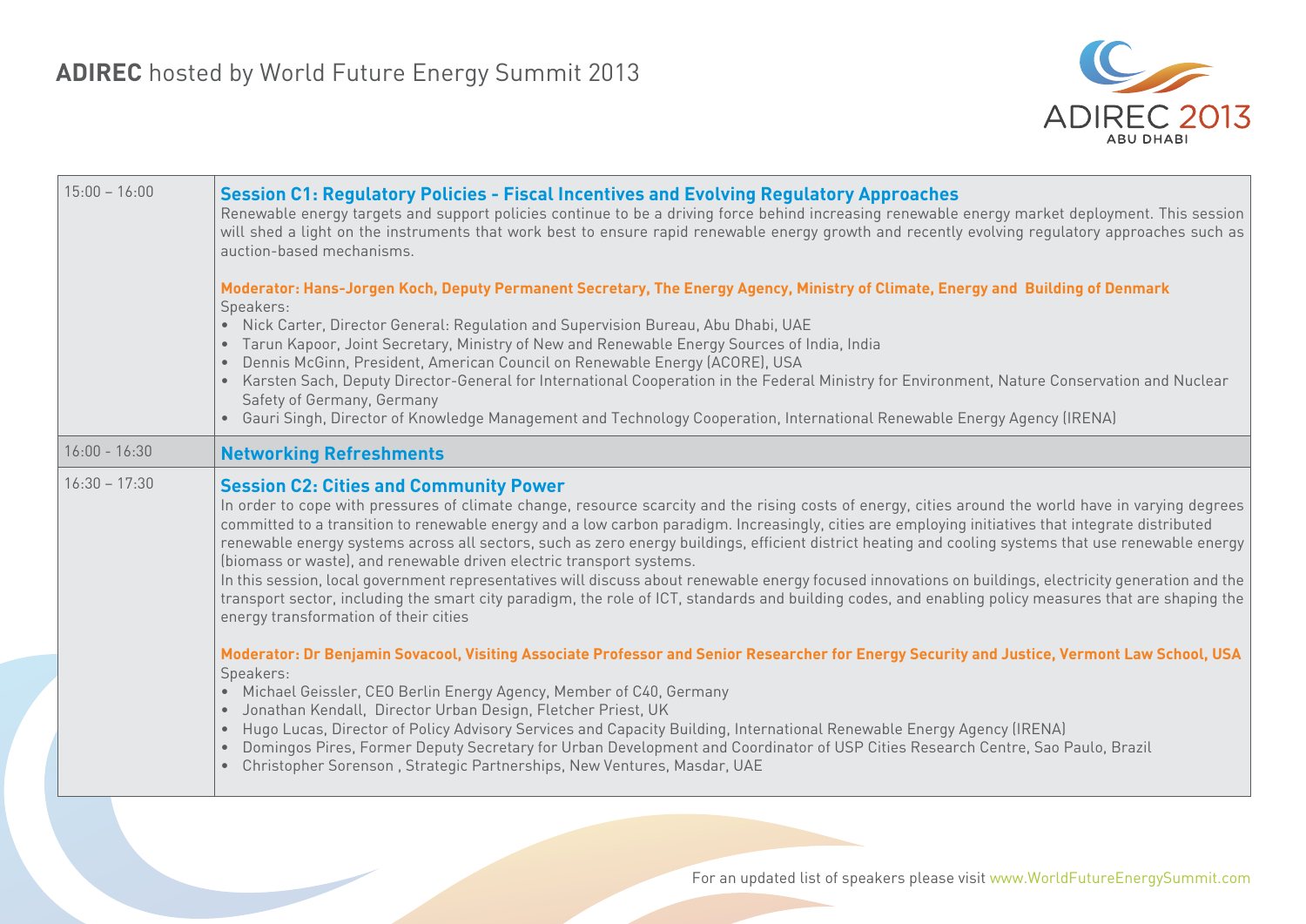| | |
|---|---|
| 15:00 – 16:00 | **Session C1: Regulatory Policies - Fiscal Incentives and Evolving Regulatory Approaches**<br>Renewable energy targets and support policies continue to be a driving force behind increasing renewable energy market deployment. This session will shed a light on the instruments that work best to ensure rapid renewable energy growth and recently evolving regulatory approaches such as auction-based mechanisms.<br><br>**Moderator: Hans-Jorgen Koch, Deputy Permanent Secretary, The Energy Agency, Ministry of Climate, Energy and Building of Denmark**<br>Speakers:<br>• Nick Carter, Director General: Regulation and Supervision Bureau, Abu Dhabi, UAE<br>• Tarun Kapoor, Joint Secretary, Ministry of New and Renewable Energy Sources of India, India<br>• Dennis McGinn, President, American Council on Renewable Energy (ACORE), USA<br>• Karsten Sach, Deputy Director-General for International Cooperation in the Federal Ministry for Environment, Nature Conservation and Nuclear Safety of Germany, Germany<br>• Gauri Singh, Director of Knowledge Management and Technology Cooperation, International Renewable Energy Agency (IRENA) |
| 16:00 - 16:30 | **Networking Refreshments** |
| 16:30 – 17:30 | **Session C2: Cities and Community Power**<br>In order to cope with pressures of climate change, resource scarcity and the rising costs of energy, cities around the world have in varying degrees committed to a transition to renewable energy and a low carbon paradigm. Increasingly, cities are employing initiatives that integrate distributed renewable energy systems across all sectors, such as zero energy buildings, efficient district heating and cooling systems that use renewable energy (biomass or waste), and renewable driven electric transport systems.<br>In this session, local government representatives will discuss about renewable energy focused innovations on buildings, electricity generation and the transport sector, including the smart city paradigm, the role of ICT, standards and building codes, and enabling policy measures that are shaping the energy transformation of their cities<br><br>**Moderator: Dr Benjamin Sovacool, Visiting Associate Professor and Senior Researcher for Energy Security and Justice, Vermont Law School, USA**<br>Speakers:<br>• Michael Geissler, CEO Berlin Energy Agency, Member of C40, Germany<br>• Jonathan Kendall, Director Urban Design, Fletcher Priest, UK<br>• Hugo Lucas, Director of Policy Advisory Services and Capacity Building, International Renewable Energy Agency (IRENA)<br>• Domingos Pires, Former Deputy Secretary for Urban Development and Coordinator of USP Cities Research Centre, Sao Paulo, Brazil<br>• Christopher Sorenson , Strategic Partnerships, New Ventures, Masdar, UAE |

For an updated list of speakers please visit www.WorldFutureEnergySummit.com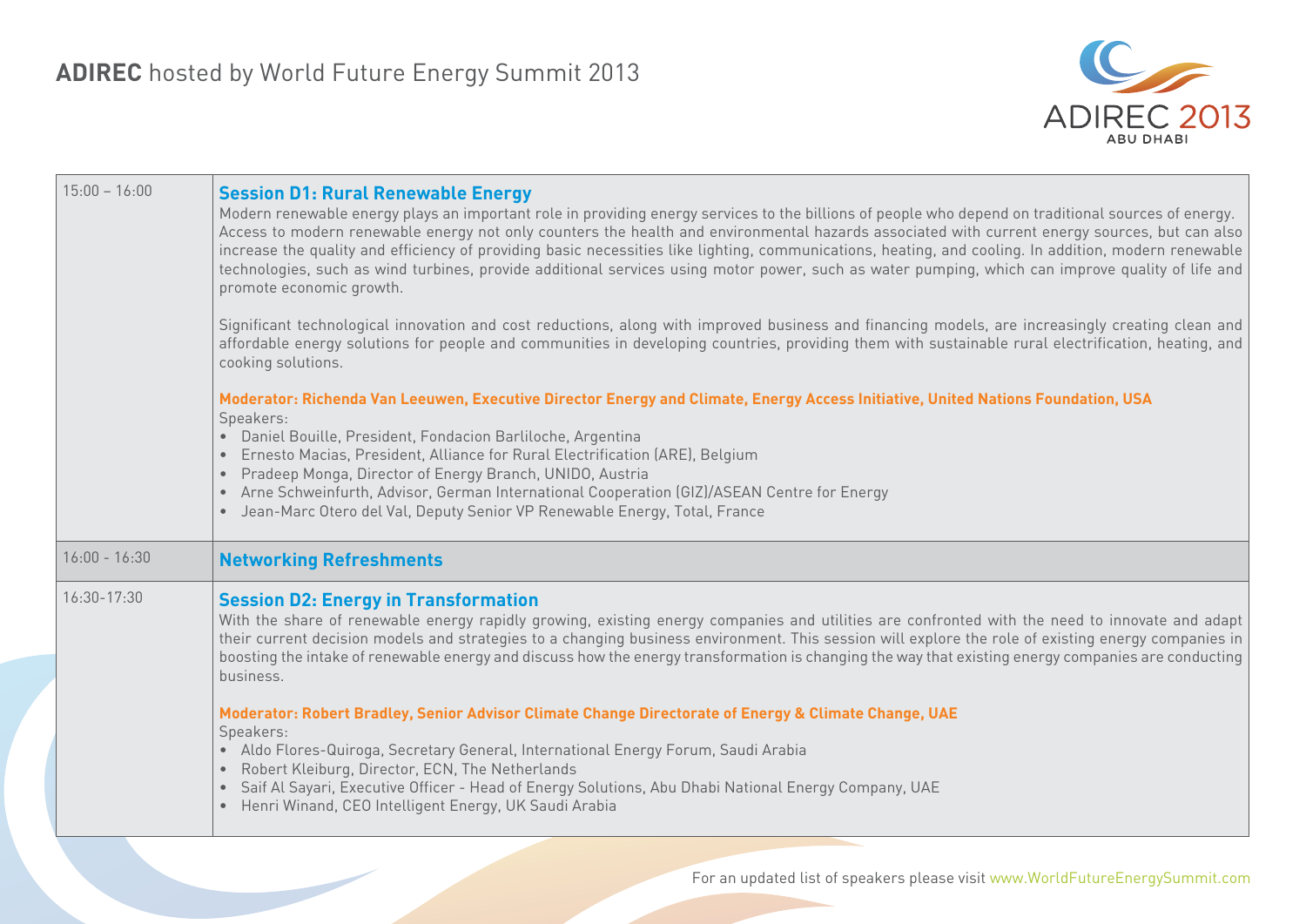| | |
|---|---|
| 15:00 – 16:00 | **Session D1: Rural Renewable Energy**<br>Modern renewable energy plays an important role in providing energy services to the billions of people who depend on traditional sources of energy. Access to modern renewable energy not only counters the health and environmental hazards associated with current energy sources, but can also increase the quality and efficiency of providing basic necessities like lighting, communications, heating, and cooling. In addition, modern renewable technologies, such as wind turbines, provide additional services using motor power, such as water pumping, which can improve quality of life and promote economic growth.<br><br>Significant technological innovation and cost reductions, along with improved business and financing models, are increasingly creating clean and affordable energy solutions for people and communities in developing countries, providing them with sustainable rural electrification, heating, and cooking solutions.<br><br>**Moderator: Richenda Van Leeuwen, Executive Director Energy and Climate, Energy Access Initiative, United Nations Foundation, USA**<br>Speakers:<br>• Daniel Bouille, President, Fondacion Barliloche, Argentina<br>• Ernesto Macias, President, Alliance for Rural Electrification (ARE), Belgium<br>• Pradeep Monga, Director of Energy Branch, UNIDO, Austria<br>• Arne Schweinfurth, Advisor, German International Cooperation (GIZ)/ASEAN Centre for Energy<br>• Jean-Marc Otero del Val, Deputy Senior VP Renewable Energy, Total, France |
| 16:00 - 16:30 | **Networking Refreshments** |
| 16:30-17:30 | **Session D2: Energy in Transformation**<br>With the share of renewable energy rapidly growing, existing energy companies and utilities are confronted with the need to innovate and adapt their current decision models and strategies to a changing business environment. This session will explore the role of existing energy companies in boosting the intake of renewable energy and discuss how the energy transformation is changing the way that existing energy companies are conducting business.<br><br>**Moderator: Robert Bradley, Senior Advisor Climate Change Directorate of Energy & Climate Change, UAE**<br>Speakers:<br>• Aldo Flores-Quiroga, Secretary General, International Energy Forum, Saudi Arabia<br>• Robert Kleiburg, Director, ECN, The Netherlands<br>• Saif Al Sayari, Executive Officer - Head of Energy Solutions, Abu Dhabi National Energy Company, UAE<br>• Henri Winand, CEO Intelligent Energy, UK Saudi Arabia |

For an updated list of speakers please visit www.WorldFutureEnergySummit.com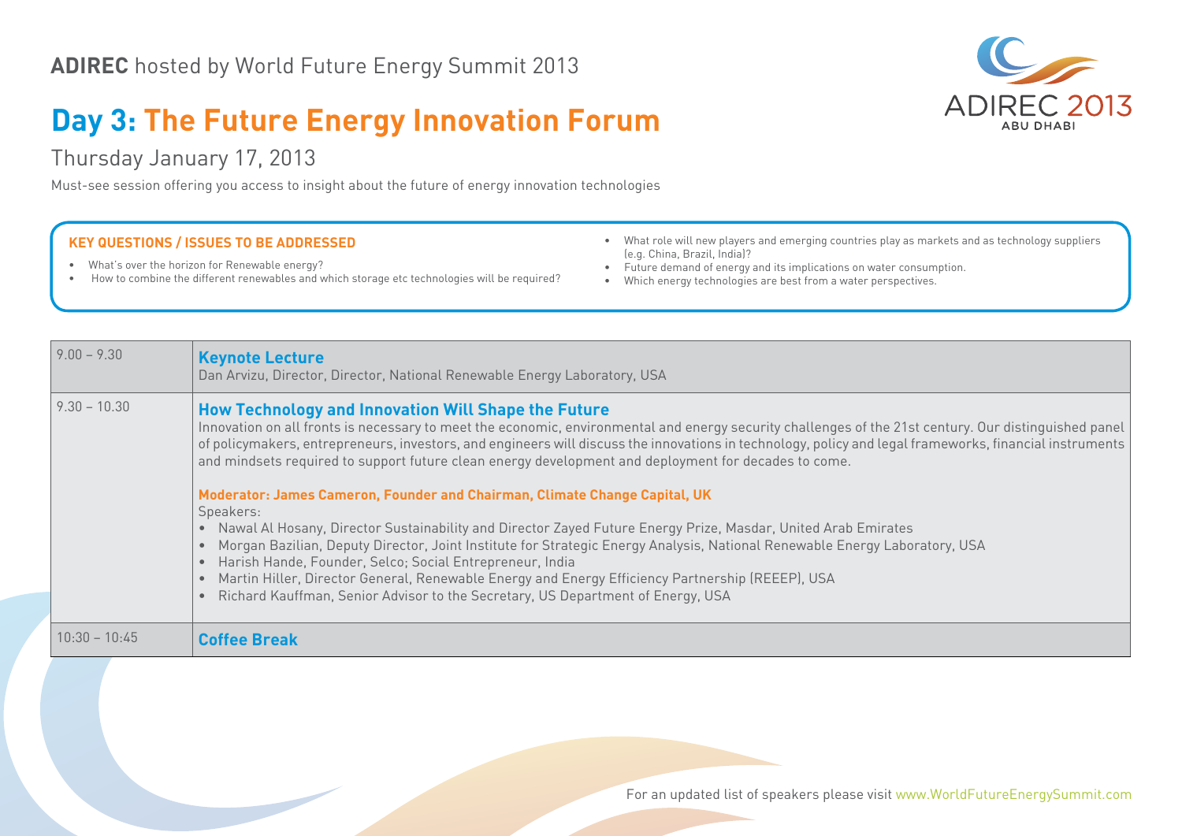**ADIREC** hosted by World Future Energy Summit 2013

# Day 3: The Future Energy Innovation Forum

Thursday January 17, 2013

Must-see session offering you access to insight about the future of energy innovation technologies

**KEY QUESTIONS / ISSUES TO BE ADDRESSED**

- What's over the horizon for Renewable energy?
- How to combine the different renewables and which storage etc technologies will be required?
- What role will new players and emerging countries play as markets and as technology suppliers (e.g. China, Brazil, India)?
- Future demand of energy and its implications on water consumption.
- Which energy technologies are best from a water perspectives.

| | |
|---|---|
| 9.00 – 9.30 | **Keynote Lecture**<br>Dan Arvizu, Director, Director, National Renewable Energy Laboratory, USA |
| 9.30 – 10.30 | **How Technology and Innovation Will Shape the Future**<br>Innovation on all fronts is necessary to meet the economic, environmental and energy security challenges of the 21st century. Our distinguished panel of policymakers, entrepreneurs, investors, and engineers will discuss the innovations in technology, policy and legal frameworks, financial instruments and mindsets required to support future clean energy development and deployment for decades to come.<br><br>**Moderator: James Cameron, Founder and Chairman, Climate Change Capital, UK**<br>Speakers:<br>• Nawal Al Hosany, Director Sustainability and Director Zayed Future Energy Prize, Masdar, United Arab Emirates<br>• Morgan Bazilian, Deputy Director, Joint Institute for Strategic Energy Analysis, National Renewable Energy Laboratory, USA<br>• Harish Hande, Founder, Selco; Social Entrepreneur, India<br>• Martin Hiller, Director General, Renewable Energy and Energy Efficiency Partnership (REEEP), USA<br>• Richard Kauffman, Senior Advisor to the Secretary, US Department of Energy, USA |
| 10:30 – 10:45 | **Coffee Break** |

For an updated list of speakers please visit www.WorldFutureEnergySummit.com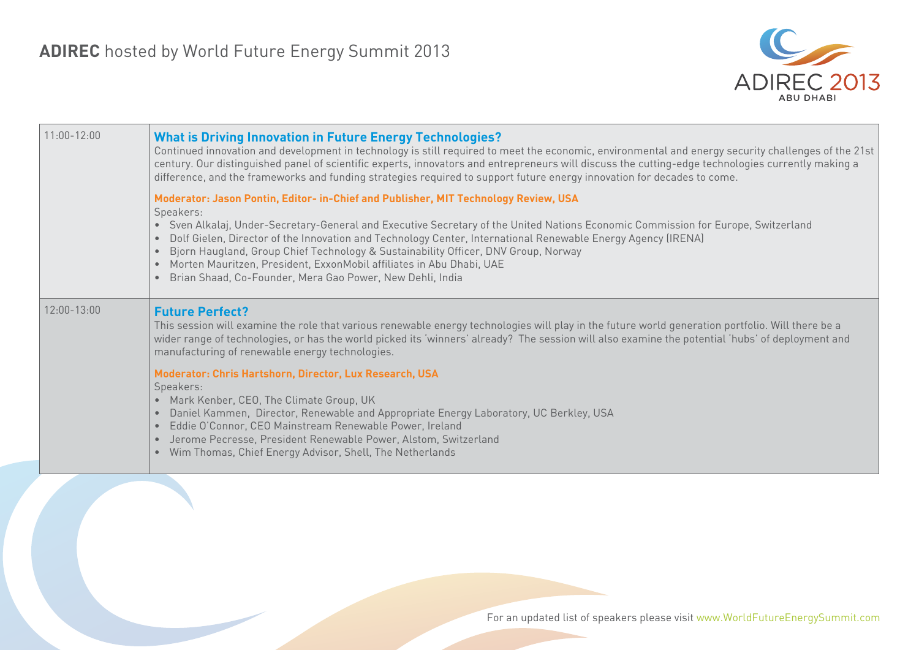| | |
|---|---|
| 11:00-12:00 | **What is Driving Innovation in Future Energy Technologies?**<br>Continued innovation and development in technology is still required to meet the economic, environmental and energy security challenges of the 21st century. Our distinguished panel of scientific experts, innovators and entrepreneurs will discuss the cutting-edge technologies currently making a difference, and the frameworks and funding strategies required to support future energy innovation for decades to come.<br><br>**Moderator: Jason Pontin, Editor- in-Chief and Publisher, MIT Technology Review, USA**<br>Speakers:<br>• Sven Alkalaj, Under-Secretary-General and Executive Secretary of the United Nations Economic Commission for Europe, Switzerland<br>• Dolf Gielen, Director of the Innovation and Technology Center, International Renewable Energy Agency (IRENA)<br>• Bjorn Haugland, Group Chief Technology & Sustainability Officer, DNV Group, Norway<br>• Morten Mauritzen, President, ExxonMobil affiliates in Abu Dhabi, UAE<br>• Brian Shaad, Co-Founder, Mera Gao Power, New Dehli, India |
| 12:00-13:00 | **Future Perfect?**<br>This session will examine the role that various renewable energy technologies will play in the future world generation portfolio. Will there be a wider range of technologies, or has the world picked its 'winners' already? The session will also examine the potential 'hubs' of deployment and manufacturing of renewable energy technologies.<br><br>**Moderator: Chris Hartshorn, Director, Lux Research, USA**<br>Speakers:<br>• Mark Kenber, CEO, The Climate Group, UK<br>• Daniel Kammen, Director, Renewable and Appropriate Energy Laboratory, UC Berkley, USA<br>• Eddie O'Connor, CEO Mainstream Renewable Power, Ireland<br>• Jerome Pecresse, President Renewable Power, Alstom, Switzerland<br>• Wim Thomas, Chief Energy Advisor, Shell, The Netherlands |

For an updated list of speakers please visit www.WorldFutureEnergySummit.com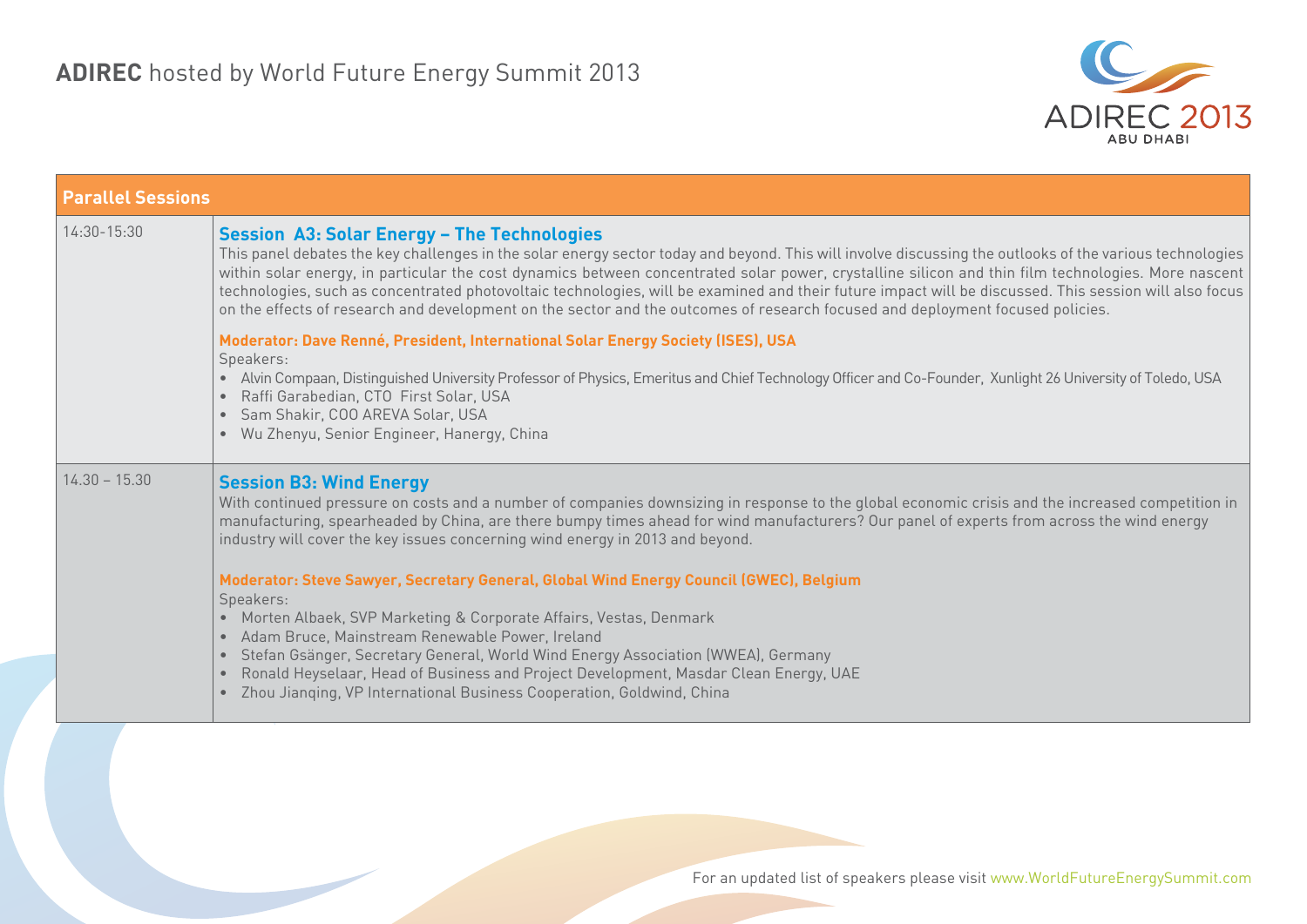**ADIRECC** hosted by World Future Energy Summit 2013

| Parallel Sessions | |
|---|---|
| 14:30-15:30 | **Session A3: Solar Energy – The Technologies**<br>This panel debates the key challenges in the solar energy sector today and beyond. This will involve discussing the outlooks of the various technologies within solar energy, in particular the cost dynamics between concentrated solar power, crystalline silicon and thin film technologies. More nascent technologies, such as concentrated photovoltaic technologies, will be examined and their future impact will be discussed. This session will also focus on the effects of research and development on the sector and the outcomes of research focused and deployment focused policies.<br><br>**Moderator: Dave Renné, President, International Solar Energy Society (ISES), USA**<br>Speakers:<br>• Alvin Compaan, Distinguished University Professor of Physics, Emeritus and Chief Technology Officer and Co-Founder, Xunlight 26 University of Toledo, USA<br>• Raffi Garabedian, CTO First Solar, USA<br>• Sam Shakir, COO AREVA Solar, USA<br>• Wu Zhenyu, Senior Engineer, Hanergy, China |
| 14.30 – 15.30 | **Session B3: Wind Energy**<br>With continued pressure on costs and a number of companies downsizing in response to the global economic crisis and the increased competition in manufacturing, spearheaded by China, are there bumpy times ahead for wind manufacturers? Our panel of experts from across the wind energy industry will cover the key issues concerning wind energy in 2013 and beyond.<br><br>**Moderator: Steve Sawyer, Secretary General, Global Wind Energy Council (GWEC), Belgium**<br>Speakers:<br>• Morten Albaek, SVP Marketing & Corporate Affairs, Vestas, Denmark<br>• Adam Bruce, Mainstream Renewable Power, Ireland<br>• Stefan Gsänger, Secretary General, World Wind Energy Association (WWEA), Germany<br>• Ronald Heyselaar, Head of Business and Project Development, Masdar Clean Energy, UAE<br>• Zhou Jianqing, VP International Business Cooperation, Goldwind, China |

For an updated list of speakers please visit www.WorldFutureEnergySummit.com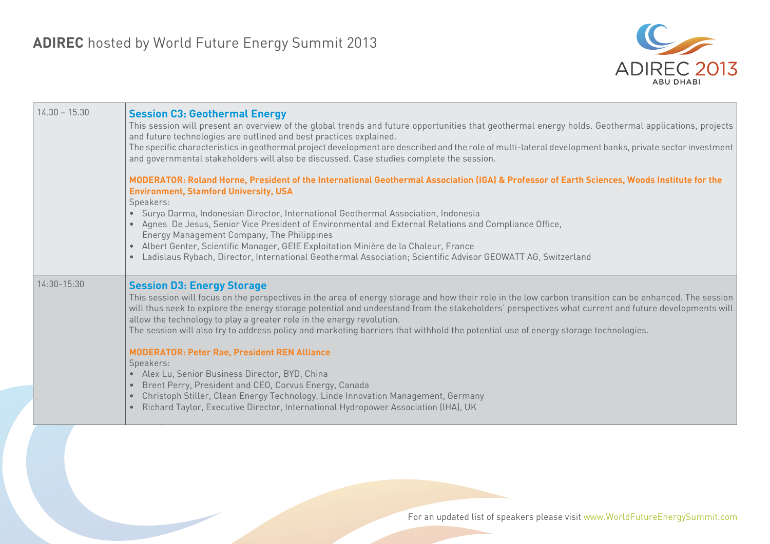| | |
|---|---|
| 14.30 – 15.30 | **Session C3: Geothermal Energy**<br>This session will present an overview of the global trends and future opportunities that geothermal energy holds. Geothermal applications, projects and future technologies are outlined and best practices explained.<br>The specific characteristics in geothermal project development are described and the role of multi-lateral development banks, private sector investment and governmental stakeholders will also be discussed. Case studies complete the session.<br><br>**MODERATOR: Roland Horne, President of the International Geothermal Association (IGA) & Professor of Earth Sciences, Woods Institute for the Environment, Stamford University, USA**<br>Speakers:<br>• Surya Darma, Indonesian Director, International Geothermal Association, Indonesia<br>• Agnes De Jesus, Senior Vice President of Environmental and External Relations and Compliance Office, Energy Management Company, The Philippines<br>• Albert Genter, Scientific Manager, GEIE Exploitation Minière de la Chaleur, France<br>• Ladislaus Rybach, Director, International Geothermal Association; Scientific Advisor GEOWATT AG, Switzerland |
| 14:30-15:30 | **Session D3: Energy Storage**<br>This session will focus on the perspectives in the area of energy storage and how their role in the low carbon transition can be enhanced. The session will thus seek to explore the energy storage potential and understand from the stakeholders' perspectives what current and future developments will allow the technology to play a greater role in the energy revolution.<br>The session will also try to address policy and marketing barriers that withhold the potential use of energy storage technologies.<br><br>**MODERATOR: Peter Rae, President REN Alliance**<br>Speakers:<br>• Alex Lu, Senior Business Director, BYD, China<br>• Brent Perry, President and CEO, Corvus Energy, Canada<br>• Christoph Stiller, Clean Energy Technology, Linde Innovation Management, Germany<br>• Richard Taylor, Executive Director, International Hydropower Association (IHA), UK |

For an updated list of speakers please visit www.WorldFutureEnergySummit.com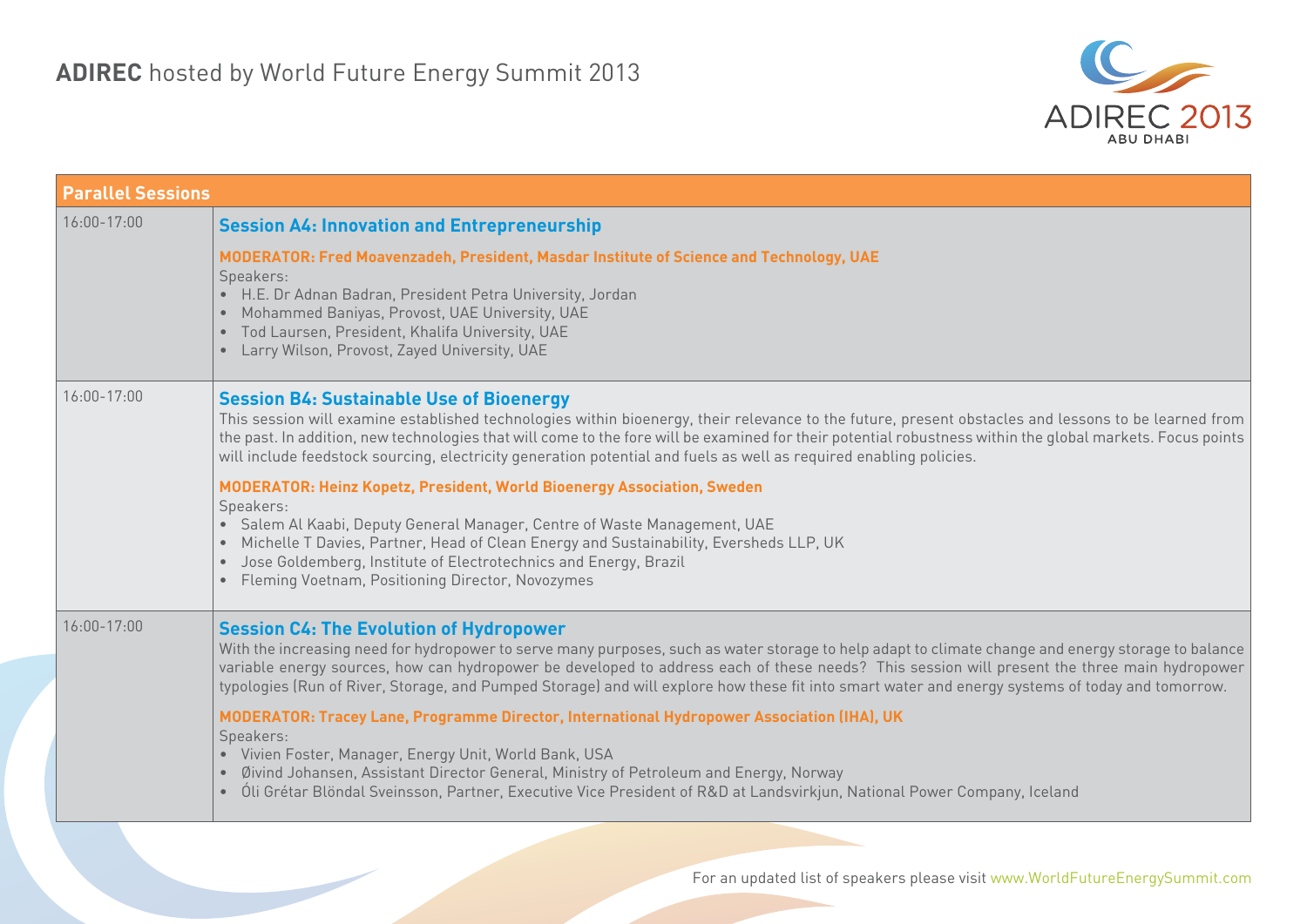# **ADIREC** hosted by World Future Energy Summit 2013

ADIREC 2013
ABU DHABI

| Parallel Sessions | |
|---|---|
| 16:00-17:00 | **Session A4: Innovation and Entrepreneurship**<br><br>**MODERATOR: Fred Moavenzadeh, President, Masdar Institute of Science and Technology, UAE**<br>Speakers:<br>• H.E. Dr Adnan Badran, President Petra University, Jordan<br>• Mohammed Baniyas, Provost, UAE University, UAE<br>• Tod Laursen, President, Khalifa University, UAE<br>• Larry Wilson, Provost, Zayed University, UAE |
| 16:00-17:00 | **Session B4: Sustainable Use of Bioenergy**<br>This session will examine established technologies within bioenergy, their relevance to the future, present obstacles and lessons to be learned from the past. In addition, new technologies that will come to the fore will be examined for their potential robustness within the global markets. Focus points will include feedstock sourcing, electricity generation potential and fuels as well as required enabling policies.<br><br>**MODERATOR: Heinz Kopetz, President, World Bioenergy Association, Sweden**<br>Speakers:<br>• Salem Al Kaabi, Deputy General Manager, Centre of Waste Management, UAE<br>• Michelle T Davies, Partner, Head of Clean Energy and Sustainability, Eversheds LLP, UK<br>• Jose Goldemberg, Institute of Electrotechnics and Energy, Brazil<br>• Fleming Voetnam, Positioning Director, Novozymes |
| 16:00-17:00 | **Session C4: The Evolution of Hydropower**<br>With the increasing need for hydropower to serve many purposes, such as water storage to help adapt to climate change and energy storage to balance variable energy sources, how can hydropower be developed to address each of these needs? This session will present the three main hydropower typologies (Run of River, Storage, and Pumped Storage) and will explore how these fit into smart water and energy systems of today and tomorrow.<br><br>**MODERATOR: Tracey Lane, Programme Director, International Hydropower Association (IHA), UK**<br>Speakers:<br>• Vivien Foster, Manager, Energy Unit, World Bank, USA<br>• Øivind Johansen, Assistant Director General, Ministry of Petroleum and Energy, Norway<br>• Óli Grétar Blöndal Sveinsson, Partner, Executive Vice President of R&D at Landsvirkjun, National Power Company, Iceland |

For an updated list of speakers please visit www.WorldFutureEnergySummit.com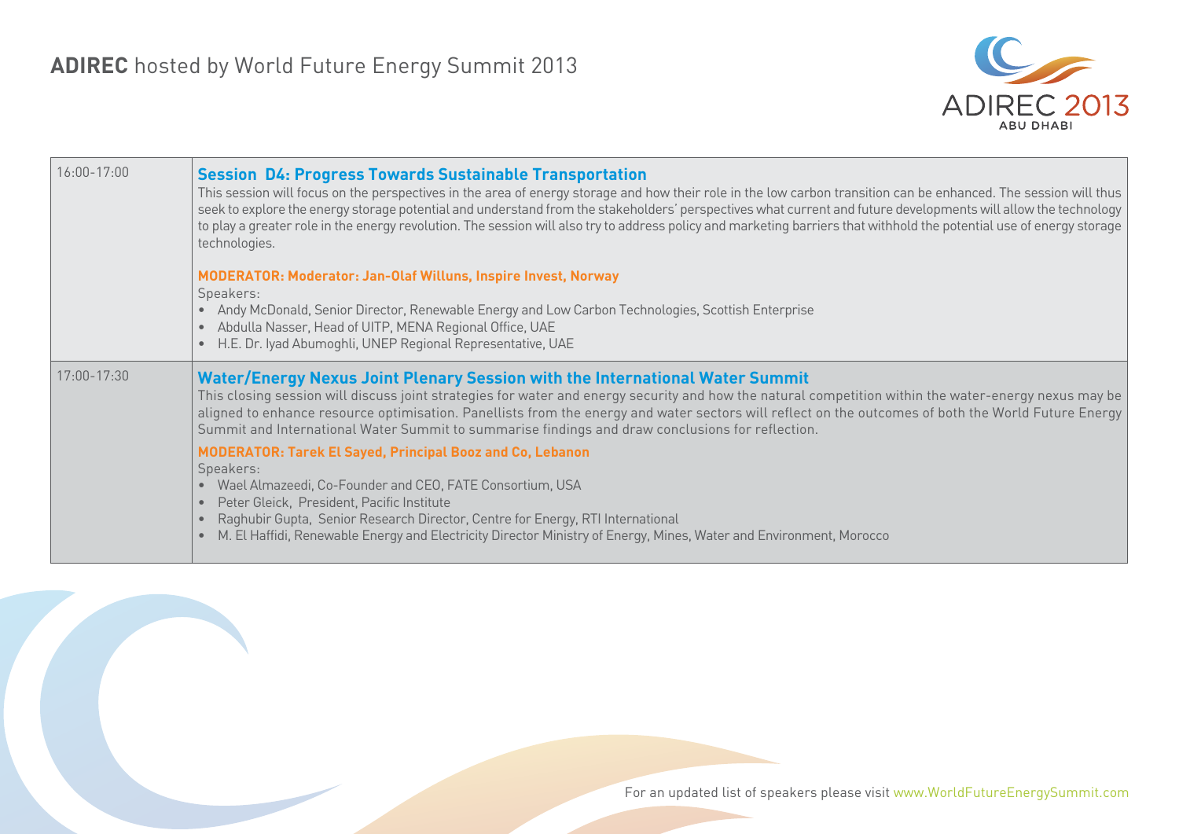| | |
|---|---|
| 16:00-17:00 | **Session D4: Progress Towards Sustainable Transportation**<br>This session will focus on the perspectives in the area of energy storage and how their role in the low carbon transition can be enhanced. The session will thus seek to explore the energy storage potential and understand from the stakeholders' perspectives what current and future developments will allow the technology to play a greater role in the energy revolution. The session will also try to address policy and marketing barriers that withhold the potential use of energy storage technologies.<br><br>**MODERATOR: Moderator: Jan-Olaf Willuns, Inspire Invest, Norway**<br>Speakers:<br>• Andy McDonald, Senior Director, Renewable Energy and Low Carbon Technologies, Scottish Enterprise<br>• Abdulla Nasser, Head of UITP, MENA Regional Office, UAE<br>• H.E. Dr. Iyad Abumoghli, UNEP Regional Representative, UAE |
| 17:00-17:30 | **Water/Energy Nexus Joint Plenary Session with the International Water Summit**<br>This closing session will discuss joint strategies for water and energy security and how the natural competition within the water-energy nexus may be aligned to enhance resource optimisation. Panellists from the energy and water sectors will reflect on the outcomes of both the World Future Energy Summit and International Water Summit to summarise findings and draw conclusions for reflection.<br><br>**MODERATOR: Tarek El Sayed, Principal Booz and Co, Lebanon**<br>Speakers:<br>• Wael Almazeedi, Co-Founder and CEO, FATE Consortium, USA<br>• Peter Gleick, President, Pacific Institute<br>• Raghubir Gupta, Senior Research Director, Centre for Energy, RTI International<br>• M. El Haffidi, Renewable Energy and Electricity Director Ministry of Energy, Mines, Water and Environment, Morocco |

For an updated list of speakers please visit www.WorldFutureEnergySummit.com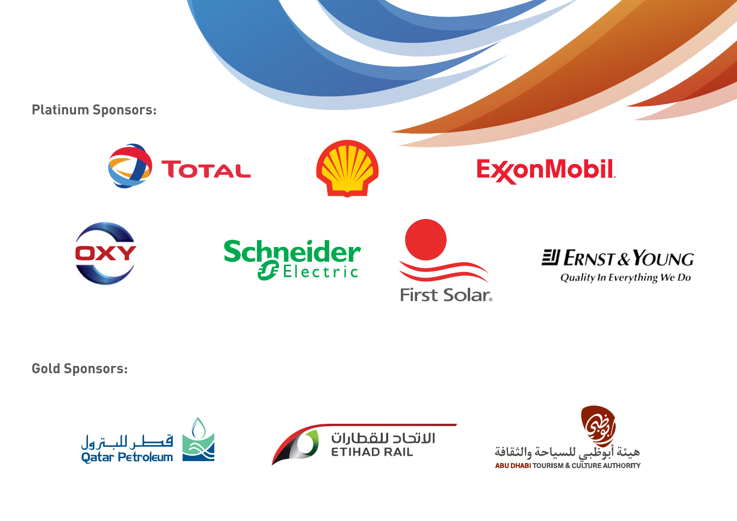**Platinum Sponsors:**

TOTAL

ExxonMobil

OXY

Schneider Electric

First Solar

ERNST & YOUNG
Quality In Everything We Do

**Gold Sponsors:**

قطر للبترول
Qatar Petroleum

الاتحاد للقطارات
ETIHAD RAIL

هيئة أبوظبي للسياحة والثقافة
ABU DHABI TOURISM & CULTURE AUTHORITY